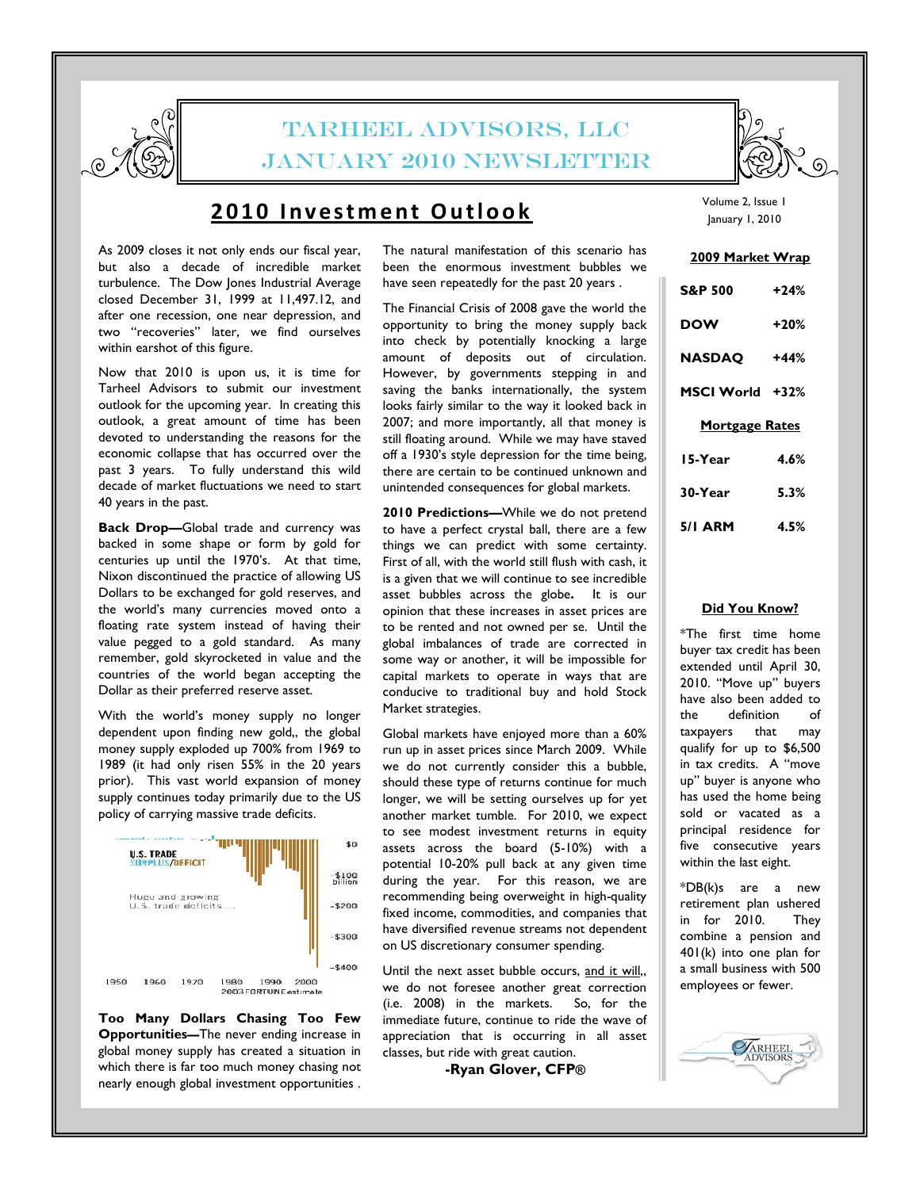# TARHEEL ADVISORS, LLC
# JANUARY 2010 NEWSLETTER

## 2010 Investment Outlook

Volume 2, Issue 1
January 1, 2010

As 2009 closes it not only ends our fiscal year, but also a decade of incredible market turbulence. The Dow Jones Industrial Average closed December 31, 1999 at 11,497.12, and after one recession, one near depression, and two "recoveries" later, we find ourselves within earshot of this figure.

Now that 2010 is upon us, it is time for Tarheel Advisors to submit our investment outlook for the upcoming year. In creating this outlook, a great amount of time has been devoted to understanding the reasons for the economic collapse that has occurred over the past 3 years. To fully understand this wild decade of market fluctuations we need to start 40 years in the past.

**Back Drop—**Global trade and currency was backed in some shape or form by gold for centuries up until the 1970's. At that time, Nixon discontinued the practice of allowing US Dollars to be exchanged for gold reserves, and the world's many currencies moved onto a floating rate system instead of having their value pegged to a gold standard. As many remember, gold skyrocketed in value and the countries of the world began accepting the Dollar as their preferred reserve asset.

With the world's money supply no longer dependent upon finding new gold,, the global money supply exploded up 700% from 1969 to 1989 (it had only risen 55% in the 20 years prior). This vast world expansion of money supply continues today primarily due to the US policy of carrying massive trade deficits.

U.S. TRADE SURPLUS/DEFICIT

Huge and growing U.S. trade deficits ...

2003 FORTUNE estimate

**Too Many Dollars Chasing Too Few Opportunities—**The never ending increase in global money supply has created a situation in which there is far too much money chasing not nearly enough global investment opportunities .

The natural manifestation of this scenario has been the enormous investment bubbles we have seen repeatedly for the past 20 years .

The Financial Crisis of 2008 gave the world the opportunity to bring the money supply back into check by potentially knocking a large amount of deposits out of circulation. However, by governments stepping in and saving the banks internationally, the system looks fairly similar to the way it looked back in 2007; and more importantly, all that money is still floating around. While we may have staved off a 1930's style depression for the time being, there are certain to be continued unknown and unintended consequences for global markets.

**2010 Predictions—**While we do not pretend to have a perfect crystal ball, there are a few things we can predict with some certainty. First of all, with the world still flush with cash, it is a given that we will continue to see incredible asset bubbles across the globe**.** It is our opinion that these increases in asset prices are to be rented and not owned per se. Until the global imbalances of trade are corrected in some way or another, it will be impossible for capital markets to operate in ways that are conducive to traditional buy and hold Stock Market strategies.

Global markets have enjoyed more than a 60% run up in asset prices since March 2009. While we do not currently consider this a bubble, should these type of returns continue for much longer, we will be setting ourselves up for yet another market tumble. For 2010, we expect to see modest investment returns in equity assets across the board (5-10%) with a potential 10-20% pull back at any given time during the year. For this reason, we are recommending being overweight in high-quality fixed income, commodities, and companies that have diversified revenue streams not dependent on US discretionary consumer spending.

Until the next asset bubble occurs, and it will,, we do not foresee another great correction (i.e. 2008) in the markets. So, for the immediate future, continue to ride the wave of appreciation that is occurring in all asset classes, but ride with great caution.

**-Ryan Glover, CFP®**

### 2009 Market Wrap

| | |
|---|---|
| **S&P 500** | **+24%** |
| **DOW** | **+20%** |
| **NASDAQ** | **+44%** |
| **MSCI World** | **+32%** |

### Mortgage Rates

| | |
|---|---|
| **15-Year** | **4.6%** |
| **30-Year** | **5.3%** |
| **5/1 ARM** | **4.5%** |

### Did You Know?

*The first time home buyer tax credit has been extended until April 30, 2010. "Move up" buyers have also been added to the definition of taxpayers that may qualify for up to $6,500 in tax credits. A "move up" buyer is anyone who has used the home being sold or vacated as a principal residence for five consecutive years within the last eight.

*DB(k)s are a new retirement plan ushered in for 2010. They combine a pension and 401(k) into one plan for a small business with 500 employees or fewer.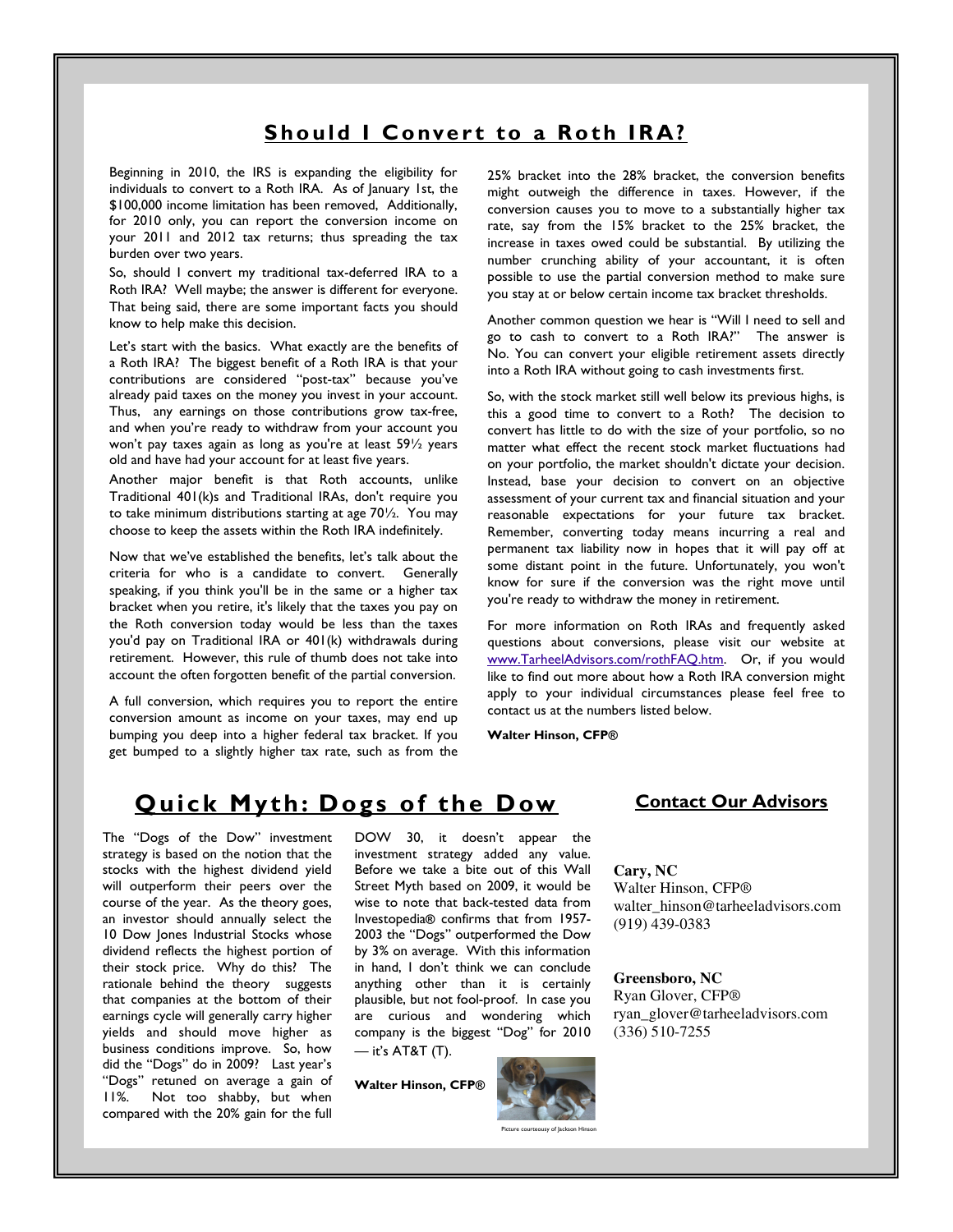## Should I Convert to a Roth IRA?

Beginning in 2010, the IRS is expanding the eligibility for individuals to convert to a Roth IRA. As of January 1st, the $100,000 income limitation has been removed, Additionally, for 2010 only, you can report the conversion income on your 2011 and 2012 tax returns; thus spreading the tax burden over two years.

So, should I convert my traditional tax-deferred IRA to a Roth IRA? Well maybe; the answer is different for everyone. That being said, there are some important facts you should know to help make this decision.

Let's start with the basics. What exactly are the benefits of a Roth IRA? The biggest benefit of a Roth IRA is that your contributions are considered "post-tax" because you've already paid taxes on the money you invest in your account. Thus, any earnings on those contributions grow tax-free, and when you're ready to withdraw from your account you won't pay taxes again as long as you're at least 59½ years old and have had your account for at least five years.

Another major benefit is that Roth accounts, unlike Traditional 401(k)s and Traditional IRAs, don't require you to take minimum distributions starting at age 70½. You may choose to keep the assets within the Roth IRA indefinitely.

Now that we've established the benefits, let's talk about the criteria for who is a candidate to convert. Generally speaking, if you think you'll be in the same or a higher tax bracket when you retire, it's likely that the taxes you pay on the Roth conversion today would be less than the taxes you'd pay on Traditional IRA or 401(k) withdrawals during retirement. However, this rule of thumb does not take into account the often forgotten benefit of the partial conversion.

A full conversion, which requires you to report the entire conversion amount as income on your taxes, may end up bumping you deep into a higher federal tax bracket. If you get bumped to a slightly higher tax rate, such as from the 25% bracket into the 28% bracket, the conversion benefits might outweigh the difference in taxes. However, if the conversion causes you to move to a substantially higher tax rate, say from the 15% bracket to the 25% bracket, the increase in taxes owed could be substantial. By utilizing the number crunching ability of your accountant, it is often possible to use the partial conversion method to make sure you stay at or below certain income tax bracket thresholds.

Another common question we hear is "Will I need to sell and go to cash to convert to a Roth IRA?" The answer is No. You can convert your eligible retirement assets directly into a Roth IRA without going to cash investments first.

So, with the stock market still well below its previous highs, is this a good time to convert to a Roth? The decision to convert has little to do with the size of your portfolio, so no matter what effect the recent stock market fluctuations had on your portfolio, the market shouldn't dictate your decision. Instead, base your decision to convert on an objective assessment of your current tax and financial situation and your reasonable expectations for your future tax bracket. Remember, converting today means incurring a real and permanent tax liability now in hopes that it will pay off at some distant point in the future. Unfortunately, you won't know for sure if the conversion was the right move until you're ready to withdraw the money in retirement.

For more information on Roth IRAs and frequently asked questions about conversions, please visit our website at www.TarheelAdvisors.com/rothFAQ.htm. Or, if you would like to find out more about how a Roth IRA conversion might apply to your individual circumstances please feel free to contact us at the numbers listed below.

**Walter Hinson, CFP®**

## Quick Myth: Dogs of the Dow

The "Dogs of the Dow" investment strategy is based on the notion that the stocks with the highest dividend yield will outperform their peers over the course of the year. As the theory goes, an investor should annually select the 10 Dow Jones Industrial Stocks whose dividend reflects the highest portion of their stock price. Why do this? The rationale behind the theory suggests that companies at the bottom of their earnings cycle will generally carry higher yields and should move higher as business conditions improve. So, how did the "Dogs" do in 2009? Last year's "Dogs" retuned on average a gain of 11%. Not too shabby, but when compared with the 20% gain for the full DOW 30, it doesn't appear the investment strategy added any value. Before we take a bite out of this Wall Street Myth based on 2009, it would be wise to note that back-tested data from Investopedia® confirms that from 1957-2003 the "Dogs" outperformed the Dow by 3% on average. With this information in hand, I don't think we can conclude anything other than it is certainly plausible, but not fool-proof. In case you are curious and wondering which company is the biggest "Dog" for 2010 — it's AT&T (T).

**Walter Hinson, CFP®**

Picture courteousy of Jackson Hinson

## Contact Our Advisors

**Cary, NC**
Walter Hinson, CFP®
walter_hinson@tarheeladvisors.com
(919) 439-0383

**Greensboro, NC**
Ryan Glover, CFP®
ryan_glover@tarheeladvisors.com
(336) 510-7255